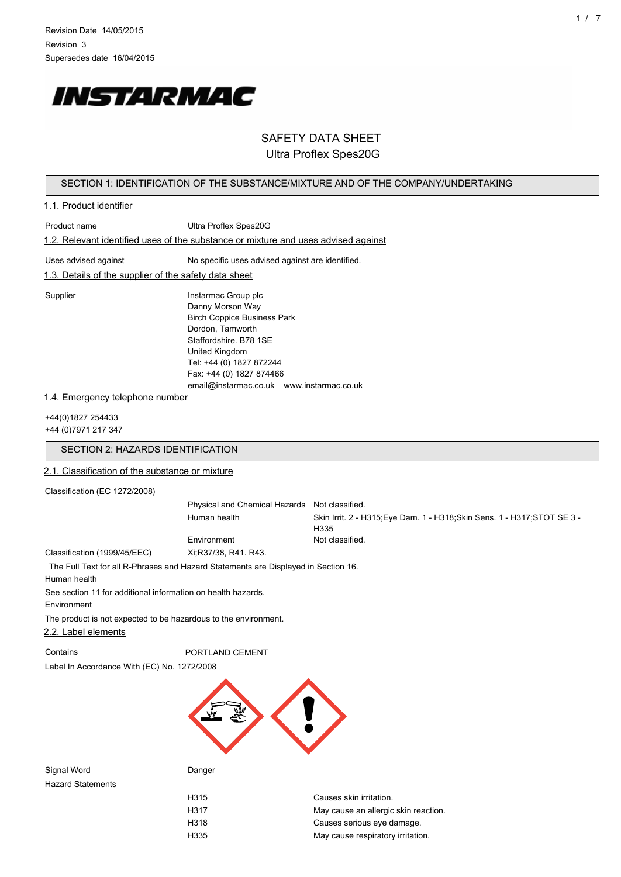Revision Date 14/05/2015
Revision 3
Supersedes date 16/04/2015

INSTARMAC

# SAFETY DATA SHEET
## Ultra Proflex Spes20G

## SECTION 1: IDENTIFICATION OF THE SUBSTANCE/MIXTURE AND OF THE COMPANY/UNDERTAKING

### 1.1. Product identifier

Product name: Ultra Proflex Spes20G

### 1.2. Relevant identified uses of the substance or mixture and uses advised against

Uses advised against: No specific uses advised against are identified.

### 1.3. Details of the supplier of the safety data sheet

Supplier:
Instarmac Group plc
Danny Morson Way
Birch Coppice Business Park
Dordon, Tamworth
Staffordshire. B78 1SE
United Kingdom
Tel: +44 (0) 1827 872244
Fax: +44 (0) 1827 874466
email@instarmac.co.uk www.instarmac.co.uk

### 1.4. Emergency telephone number

+44(0)1827 254433
+44 (0)7971 217 347

## SECTION 2: HAZARDS IDENTIFICATION

### 2.1. Classification of the substance or mixture

Classification (EC 1272/2008)

| | | |
|---|---|---|
| | Physical and Chemical Hazards | Not classified. |
| | Human health | Skin Irrit. 2 - H315;Eye Dam. 1 - H318;Skin Sens. 1 - H317;STOT SE 3 - H335 |
| | Environment | Not classified. |
| Classification (1999/45/EEC) | Xi;R37/38, R41. R43. | |

The Full Text for all R-Phrases and Hazard Statements are Displayed in Section 16.

Human health

See section 11 for additional information on health hazards.

Environment

The product is not expected to be hazardous to the environment.

### 2.2. Label elements

Contains: PORTLAND CEMENT

Label In Accordance With (EC) No. 1272/2008

Signal Word: Danger

Hazard Statements

| | |
|---|---|
| H315 | Causes skin irritation. |
| H317 | May cause an allergic skin reaction. |
| H318 | Causes serious eye damage. |
| H335 | May cause respiratory irritation. |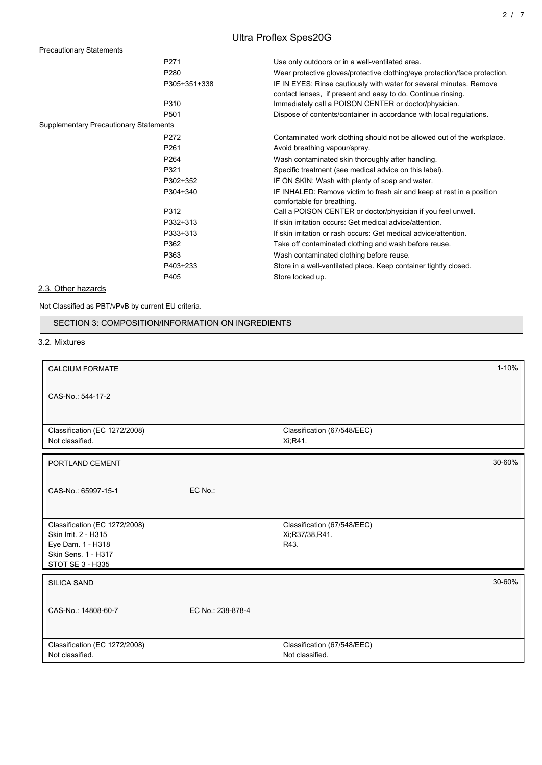Precautionary Statements

| | |
|---|---|
| P271 | Use only outdoors or in a well-ventilated area. |
| P280 | Wear protective gloves/protective clothing/eye protection/face protection. |
| P305+351+338 | IF IN EYES: Rinse cautiously with water for several minutes. Remove contact lenses, if present and easy to do. Continue rinsing. |
| P310 | Immediately call a POISON CENTER or doctor/physician. |
| P501 | Dispose of contents/container in accordance with local regulations. |

Supplementary Precautionary Statements

| | |
|---|---|
| P272 | Contaminated work clothing should not be allowed out of the workplace. |
| P261 | Avoid breathing vapour/spray. |
| P264 | Wash contaminated skin thoroughly after handling. |
| P321 | Specific treatment (see medical advice on this label). |
| P302+352 | IF ON SKIN: Wash with plenty of soap and water. |
| P304+340 | IF INHALED: Remove victim to fresh air and keep at rest in a position comfortable for breathing. |
| P312 | Call a POISON CENTER or doctor/physician if you feel unwell. |
| P332+313 | If skin irritation occurs: Get medical advice/attention. |
| P333+313 | If skin irritation or rash occurs: Get medical advice/attention. |
| P362 | Take off contaminated clothing and wash before reuse. |
| P363 | Wash contaminated clothing before reuse. |
| P403+233 | Store in a well-ventilated place. Keep container tightly closed. |
| P405 | Store locked up. |

## 2.3. Other hazards

Not Classified as PBT/vPvB by current EU criteria.

## SECTION 3: COMPOSITION/INFORMATION ON INGREDIENTS

### 3.2. Mixtures

| CALCIUM FORMATE | | 1-10% |
|---|---|---|
| CAS-No.: 544-17-2 | | |
| Classification (EC 1272/2008)<br>Not classified. | Classification (67/548/EEC)<br>Xi;R41. | |

| PORTLAND CEMENT | | 30-60% |
|---|---|---|
| CAS-No.: 65997-15-1 | EC No.: | |
| Classification (EC 1272/2008)<br>Skin Irrit. 2 - H315<br>Eye Dam. 1 - H318<br>Skin Sens. 1 - H317<br>STOT SE 3 - H335 | Classification (67/548/EEC)<br>Xi;R37/38,R41.<br>R43. | |

| SILICA SAND | | 30-60% |
|---|---|---|
| CAS-No.: 14808-60-7 | EC No.: 238-878-4 | |
| Classification (EC 1272/2008)<br>Not classified. | Classification (67/548/EEC)<br>Not classified. | |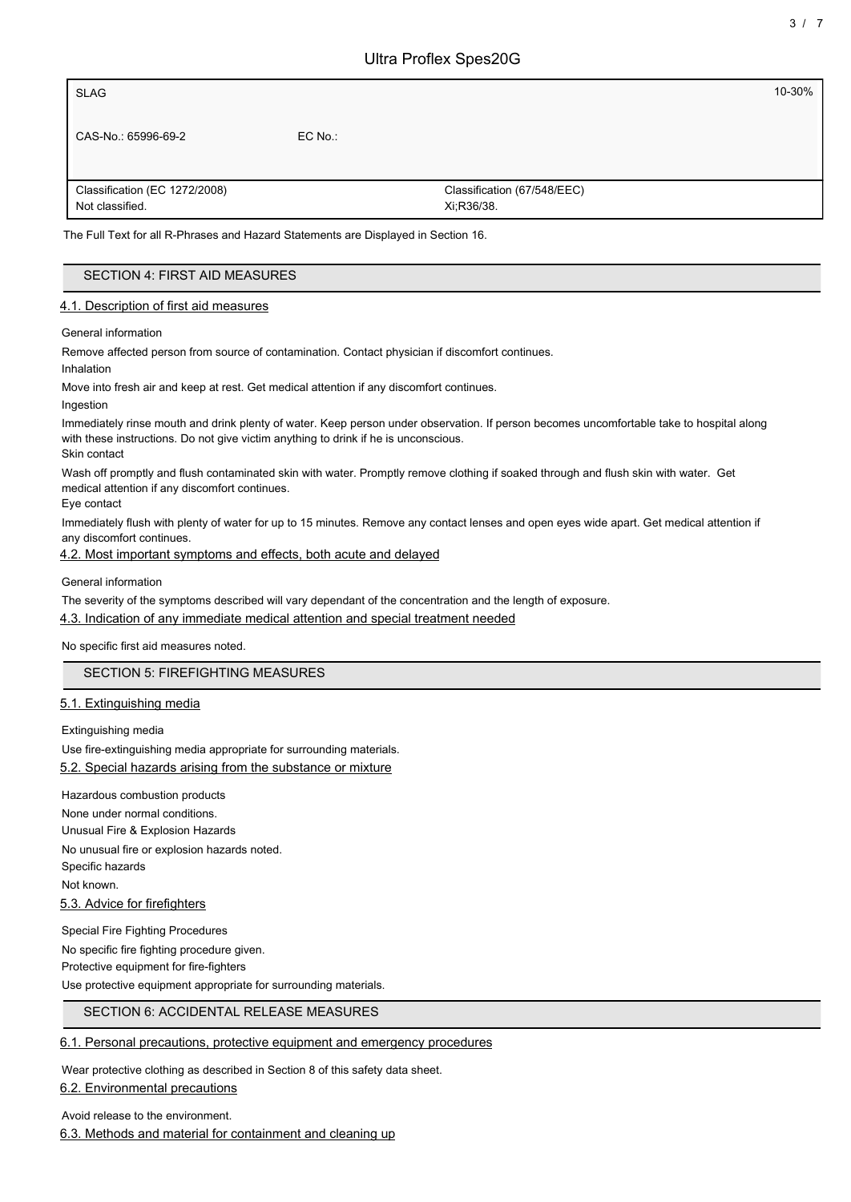| SLAG | | 10-30% |
|---|---|---|
| CAS-No.: 65996-69-2 | EC No.: | |
| Classification (EC 1272/2008)<br>Not classified. | Classification (67/548/EEC)<br>Xi;R36/38. | |

The Full Text for all R-Phrases and Hazard Statements are Displayed in Section 16.

## SECTION 4: FIRST AID MEASURES

### 4.1. Description of first aid measures

General information

Remove affected person from source of contamination. Contact physician if discomfort continues.

Inhalation

Move into fresh air and keep at rest. Get medical attention if any discomfort continues.

Ingestion

Immediately rinse mouth and drink plenty of water. Keep person under observation. If person becomes uncomfortable take to hospital along with these instructions. Do not give victim anything to drink if he is unconscious.

Skin contact

Wash off promptly and flush contaminated skin with water. Promptly remove clothing if soaked through and flush skin with water. Get medical attention if any discomfort continues.

Eye contact

Immediately flush with plenty of water for up to 15 minutes. Remove any contact lenses and open eyes wide apart. Get medical attention if any discomfort continues.

### 4.2. Most important symptoms and effects, both acute and delayed

General information

The severity of the symptoms described will vary dependant of the concentration and the length of exposure.

### 4.3. Indication of any immediate medical attention and special treatment needed

No specific first aid measures noted.

## SECTION 5: FIREFIGHTING MEASURES

### 5.1. Extinguishing media

Extinguishing media

Use fire-extinguishing media appropriate for surrounding materials.

### 5.2. Special hazards arising from the substance or mixture

Hazardous combustion products

None under normal conditions.

Unusual Fire & Explosion Hazards

No unusual fire or explosion hazards noted.

Specific hazards

Not known.

### 5.3. Advice for firefighters

Special Fire Fighting Procedures

No specific fire fighting procedure given.

Protective equipment for fire-fighters

Use protective equipment appropriate for surrounding materials.

## SECTION 6: ACCIDENTAL RELEASE MEASURES

### 6.1. Personal precautions, protective equipment and emergency procedures

Wear protective clothing as described in Section 8 of this safety data sheet.

### 6.2. Environmental precautions

Avoid release to the environment.

### 6.3. Methods and material for containment and cleaning up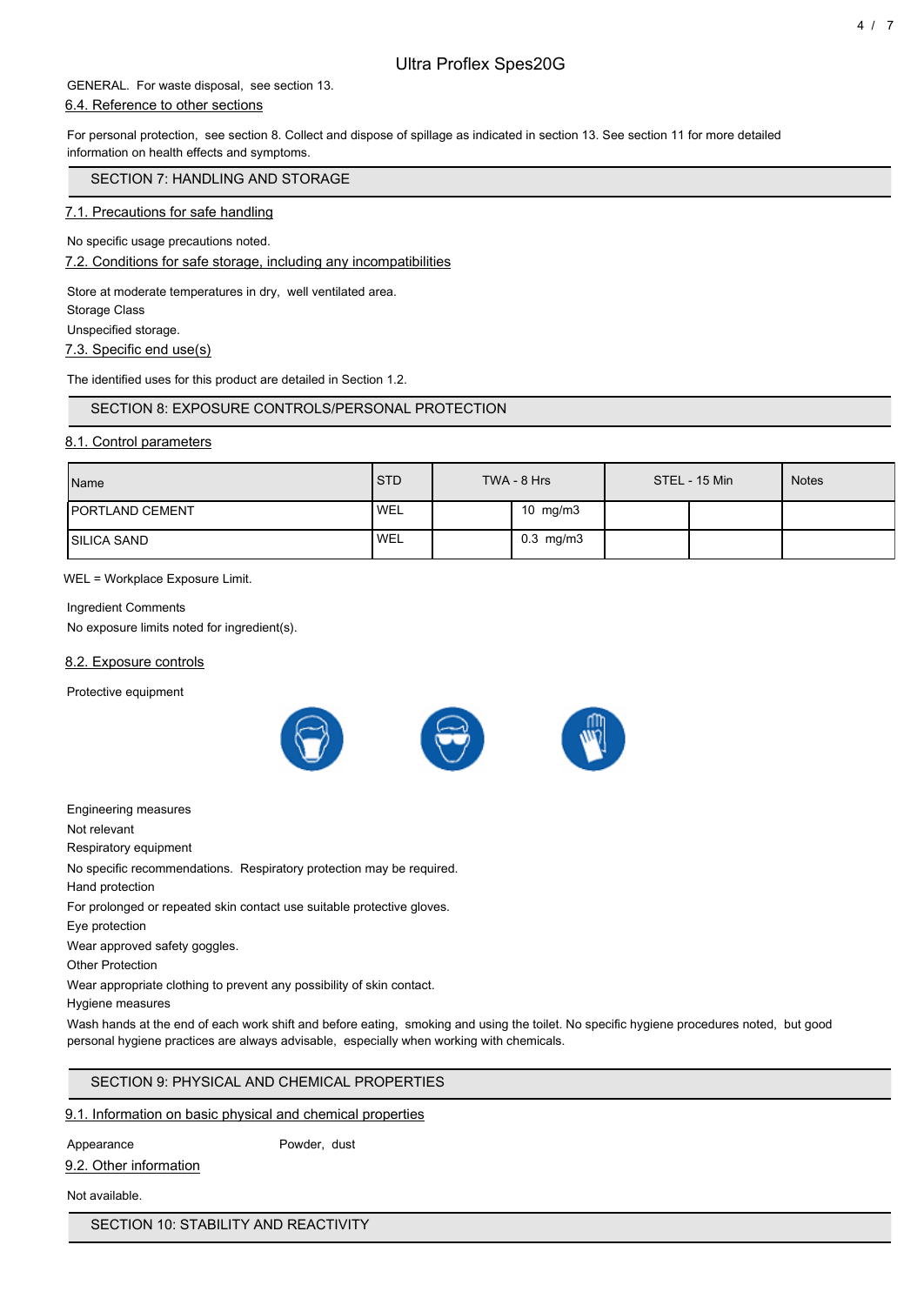GENERAL. For waste disposal, see section 13.

### 6.4. Reference to other sections

For personal protection, see section 8. Collect and dispose of spillage as indicated in section 13. See section 11 for more detailed information on health effects and symptoms.

## SECTION 7: HANDLING AND STORAGE

### 7.1. Precautions for safe handling

No specific usage precautions noted.

### 7.2. Conditions for safe storage, including any incompatibilities

Store at moderate temperatures in dry, well ventilated area.

Storage Class

Unspecified storage.

### 7.3. Specific end use(s)

The identified uses for this product are detailed in Section 1.2.

## SECTION 8: EXPOSURE CONTROLS/PERSONAL PROTECTION

### 8.1. Control parameters

| Name | STD | TWA - 8 Hrs | | STEL - 15 Min | | Notes |
|---|---|---|---|---|---|---|
| PORTLAND CEMENT | WEL | | 10 mg/m3 | | | |
| SILICA SAND | WEL | | 0.3 mg/m3 | | | |

WEL = Workplace Exposure Limit.

Ingredient Comments

No exposure limits noted for ingredient(s).

### 8.2. Exposure controls

Protective equipment

Engineering measures

Not relevant

Respiratory equipment

No specific recommendations. Respiratory protection may be required.

Hand protection

For prolonged or repeated skin contact use suitable protective gloves.

Eye protection

Wear approved safety goggles.

Other Protection

Wear appropriate clothing to prevent any possibility of skin contact.

Hygiene measures

Wash hands at the end of each work shift and before eating, smoking and using the toilet. No specific hygiene procedures noted, but good personal hygiene practices are always advisable, especially when working with chemicals.

## SECTION 9: PHYSICAL AND CHEMICAL PROPERTIES

### 9.1. Information on basic physical and chemical properties

Appearance Powder, dust

### 9.2. Other information

Not available.

## SECTION 10: STABILITY AND REACTIVITY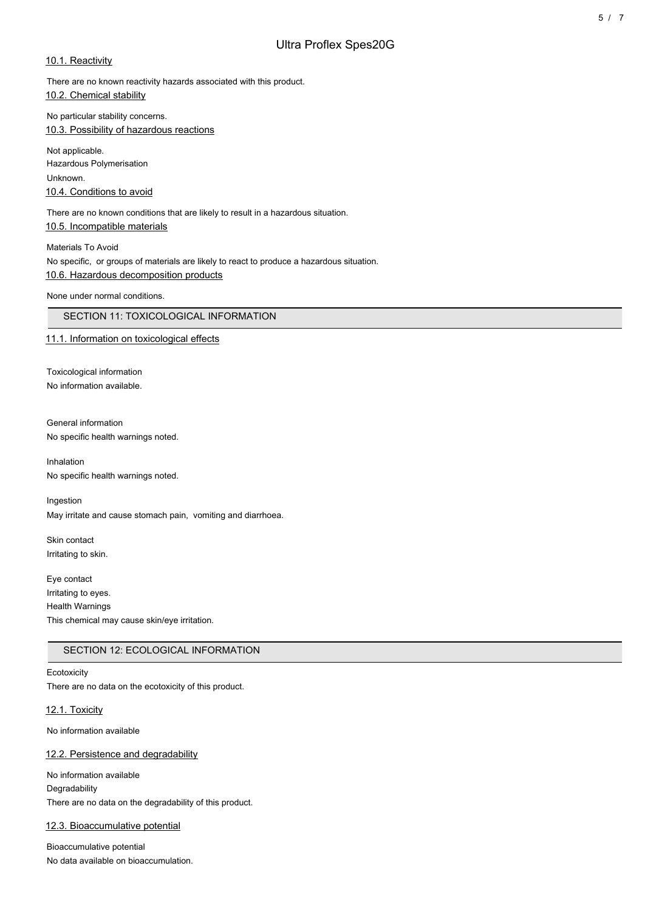### 10.1. Reactivity

There are no known reactivity hazards associated with this product.

### 10.2. Chemical stability

No particular stability concerns.

### 10.3. Possibility of hazardous reactions

Not applicable.

Hazardous Polymerisation

Unknown.

### 10.4. Conditions to avoid

There are no known conditions that are likely to result in a hazardous situation.

### 10.5. Incompatible materials

Materials To Avoid

No specific, or groups of materials are likely to react to produce a hazardous situation.

### 10.6. Hazardous decomposition products

None under normal conditions.

## SECTION 11: TOXICOLOGICAL INFORMATION

### 11.1. Information on toxicological effects

Toxicological information

No information available.

General information

No specific health warnings noted.

Inhalation

No specific health warnings noted.

Ingestion

May irritate and cause stomach pain, vomiting and diarrhoea.

Skin contact

Irritating to skin.

Eye contact

Irritating to eyes.

Health Warnings

This chemical may cause skin/eye irritation.

## SECTION 12: ECOLOGICAL INFORMATION

Ecotoxicity

There are no data on the ecotoxicity of this product.

### 12.1. Toxicity

No information available

### 12.2. Persistence and degradability

No information available

Degradability

There are no data on the degradability of this product.

### 12.3. Bioaccumulative potential

Bioaccumulative potential

No data available on bioaccumulation.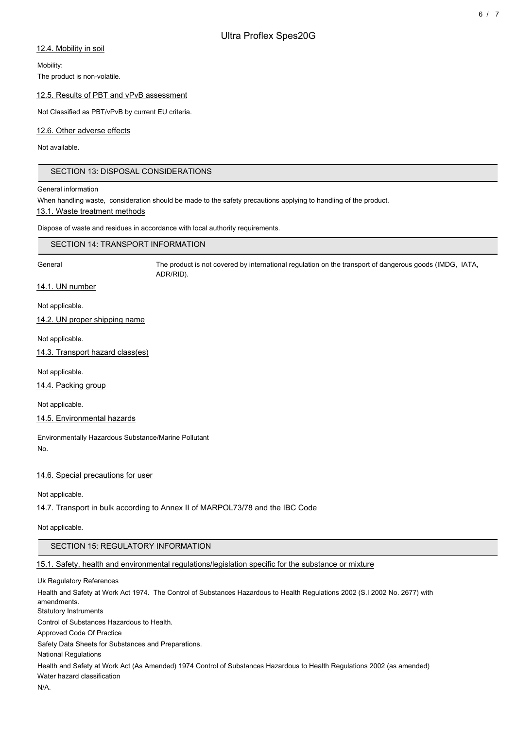### 12.4. Mobility in soil

Mobility:

The product is non-volatile.

### 12.5. Results of PBT and vPvB assessment

Not Classified as PBT/vPvB by current EU criteria.

### 12.6. Other adverse effects

Not available.

## SECTION 13: DISPOSAL CONSIDERATIONS

General information

When handling waste, consideration should be made to the safety precautions applying to handling of the product.

### 13.1. Waste treatment methods

Dispose of waste and residues in accordance with local authority requirements.

## SECTION 14: TRANSPORT INFORMATION

General — The product is not covered by international regulation on the transport of dangerous goods (IMDG, IATA, ADR/RID).

### 14.1. UN number

Not applicable.

### 14.2. UN proper shipping name

Not applicable.

### 14.3. Transport hazard class(es)

Not applicable.

### 14.4. Packing group

Not applicable.

### 14.5. Environmental hazards

Environmentally Hazardous Substance/Marine Pollutant

No.

### 14.6. Special precautions for user

Not applicable.

### 14.7. Transport in bulk according to Annex II of MARPOL73/78 and the IBC Code

Not applicable.

## SECTION 15: REGULATORY INFORMATION

### 15.1. Safety, health and environmental regulations/legislation specific for the substance or mixture

Uk Regulatory References

Health and Safety at Work Act 1974. The Control of Substances Hazardous to Health Regulations 2002 (S.I 2002 No. 2677) with amendments.

Statutory Instruments

Control of Substances Hazardous to Health.

Approved Code Of Practice

Safety Data Sheets for Substances and Preparations.

National Regulations

Health and Safety at Work Act (As Amended) 1974 Control of Substances Hazardous to Health Regulations 2002 (as amended)

Water hazard classification

N/A.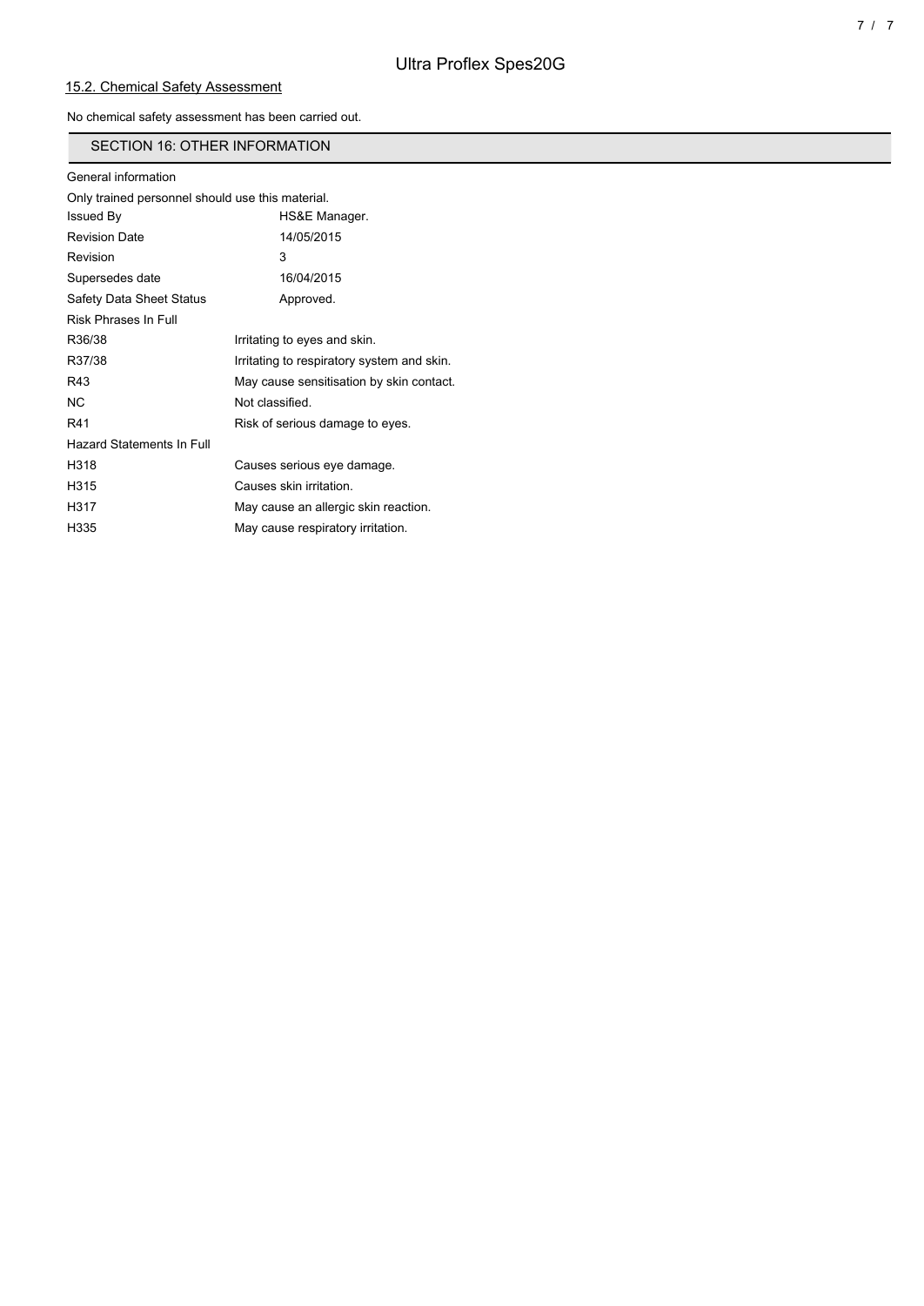### 15.2. Chemical Safety Assessment

No chemical safety assessment has been carried out.

## SECTION 16: OTHER INFORMATION

General information

Only trained personnel should use this material.

| | |
|---|---|
| Issued By | HS&E Manager. |
| Revision Date | 14/05/2015 |
| Revision | 3 |
| Supersedes date | 16/04/2015 |
| Safety Data Sheet Status | Approved. |

Risk Phrases In Full

| | |
|---|---|
| R36/38 | Irritating to eyes and skin. |
| R37/38 | Irritating to respiratory system and skin. |
| R43 | May cause sensitisation by skin contact. |
| NC | Not classified. |
| R41 | Risk of serious damage to eyes. |

Hazard Statements In Full

| | |
|---|---|
| H318 | Causes serious eye damage. |
| H315 | Causes skin irritation. |
| H317 | May cause an allergic skin reaction. |
| H335 | May cause respiratory irritation. |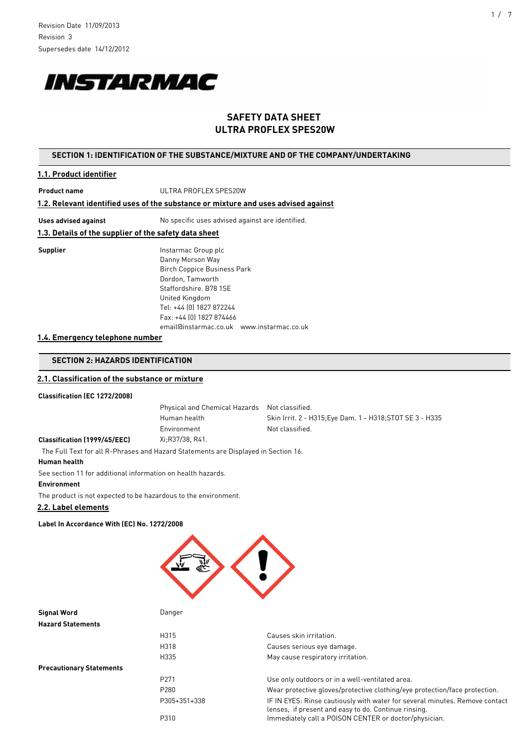Revision Date 11/09/2013
Revision 3
Supersedes date 14/12/2012

**INSTARMAC**

# SAFETY DATA SHEET
# ULTRA PROFLEX SPES20W

## SECTION 1: IDENTIFICATION OF THE SUBSTANCE/MIXTURE AND OF THE COMPANY/UNDERTAKING

### 1.1. Product identifier

**Product name** ULTRA PROFLEX SPES20W

### 1.2. Relevant identified uses of the substance or mixture and uses advised against

**Uses advised against** No specific uses advised against are identified.

### 1.3. Details of the supplier of the safety data sheet

**Supplier**
Instarmac Group plc
Danny Morson Way
Birch Coppice Business Park
Dordon, Tamworth
Staffordshire. B78 1SE
United Kingdom
Tel: +44 (0) 1827 872244
Fax: +44 (0) 1827 874466
email@instarmac.co.uk www.instarmac.co.uk

### 1.4. Emergency telephone number

## SECTION 2: HAZARDS IDENTIFICATION

### 2.1. Classification of the substance or mixture

**Classification (EC 1272/2008)**

| | |
|---|---|
| Physical and Chemical Hazards | Not classified. |
| Human health | Skin Irrit. 2 - H315;Eye Dam. 1 - H318;STOT SE 3 - H335 |
| Environment | Not classified. |

**Classification (1999/45/EEC)** Xi;R37/38, R41.

The Full Text for all R-Phrases and Hazard Statements are Displayed in Section 16.

**Human health**

See section 11 for additional information on health hazards.

**Environment**

The product is not expected to be hazardous to the environment.

### 2.2. Label elements

**Label In Accordance With (EC) No. 1272/2008**

**Signal Word** Danger

**Hazard Statements**

| | |
|---|---|
| H315 | Causes skin irritation. |
| H318 | Causes serious eye damage. |
| H335 | May cause respiratory irritation. |

**Precautionary Statements**

| | |
|---|---|
| P271 | Use only outdoors or in a well-ventilated area. |
| P280 | Wear protective gloves/protective clothing/eye protection/face protection. |
| P305+351+338 | IF IN EYES: Rinse cautiously with water for several minutes. Remove contact lenses, if present and easy to do. Continue rinsing. |
| P310 | Immediately call a POISON CENTER or doctor/physician. |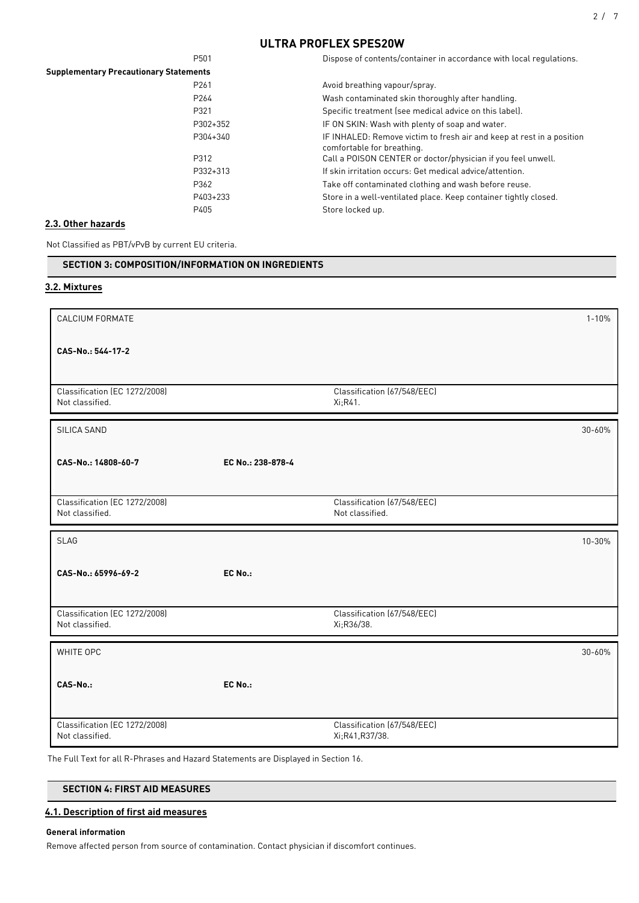## ULTRA PROFLEX SPES20W

| | |
|---|---|
| P501 | Dispose of contents/container in accordance with local regulations. |

**Supplementary Precautionary Statements**

| | |
|---|---|
| P261 | Avoid breathing vapour/spray. |
| P264 | Wash contaminated skin thoroughly after handling. |
| P321 | Specific treatment (see medical advice on this label). |
| P302+352 | IF ON SKIN: Wash with plenty of soap and water. |
| P304+340 | IF INHALED: Remove victim to fresh air and keep at rest in a position comfortable for breathing. |
| P312 | Call a POISON CENTER or doctor/physician if you feel unwell. |
| P332+313 | If skin irritation occurs: Get medical advice/attention. |
| P362 | Take off contaminated clothing and wash before reuse. |
| P403+233 | Store in a well-ventilated place. Keep container tightly closed. |
| P405 | Store locked up. |

### 2.3. Other hazards

Not Classified as PBT/vPvB by current EU criteria.

## SECTION 3: COMPOSITION/INFORMATION ON INGREDIENTS

### 3.2. Mixtures

| | | |
|---|---|---|
| CALCIUM FORMATE | | 1-10% |
| **CAS-No.: 544-17-2** | | |
| Classification (EC 1272/2008)<br>Not classified. | Classification (67/548/EEC)<br>Xi;R41. | |

| | | | |
|---|---|---|---|
| SILICA SAND | | | 30-60% |
| **CAS-No.: 14808-60-7** | **EC No.: 238-878-4** | | |
| Classification (EC 1272/2008)<br>Not classified. | | Classification (67/548/EEC)<br>Not classified. | |

| | | | |
|---|---|---|---|
| SLAG | | | 10-30% |
| **CAS-No.: 65996-69-2** | **EC No.:** | | |
| Classification (EC 1272/2008)<br>Not classified. | | Classification (67/548/EEC)<br>Xi;R36/38. | |

| | | | |
|---|---|---|---|
| WHITE OPC | | | 30-60% |
| **CAS-No.:** | **EC No.:** | | |
| Classification (EC 1272/2008)<br>Not classified. | | Classification (67/548/EEC)<br>Xi;R41,R37/38. | |

The Full Text for all R-Phrases and Hazard Statements are Displayed in Section 16.

## SECTION 4: FIRST AID MEASURES

### 4.1. Description of first aid measures

**General information**

Remove affected person from source of contamination. Contact physician if discomfort continues.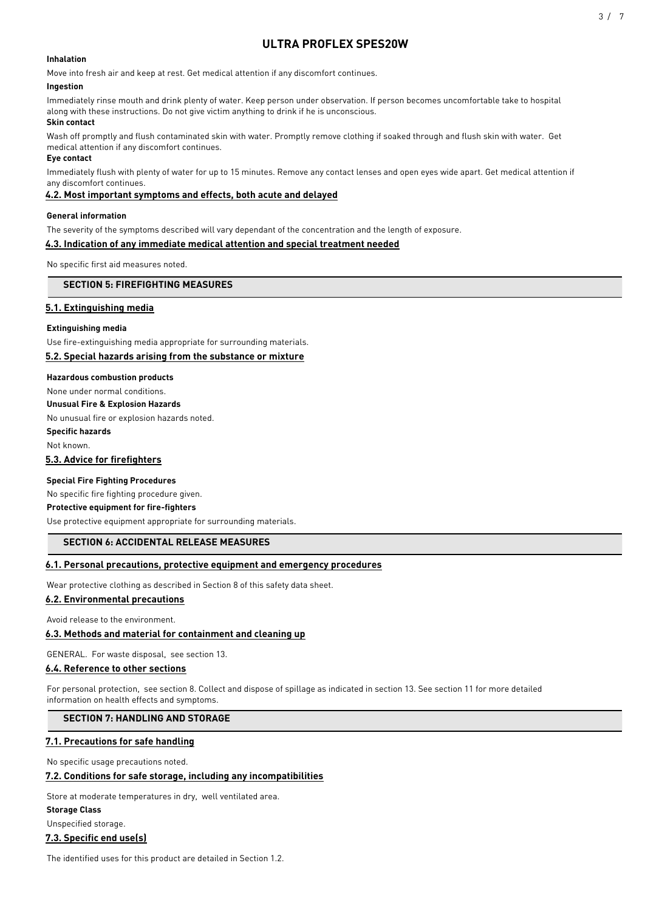**Inhalation**

Move into fresh air and keep at rest. Get medical attention if any discomfort continues.

**Ingestion**

Immediately rinse mouth and drink plenty of water. Keep person under observation. If person becomes uncomfortable take to hospital along with these instructions. Do not give victim anything to drink if he is unconscious.

**Skin contact**

Wash off promptly and flush contaminated skin with water. Promptly remove clothing if soaked through and flush skin with water. Get medical attention if any discomfort continues.

**Eye contact**

Immediately flush with plenty of water for up to 15 minutes. Remove any contact lenses and open eyes wide apart. Get medical attention if any discomfort continues.

### 4.2. Most important symptoms and effects, both acute and delayed

**General information**

The severity of the symptoms described will vary dependant of the concentration and the length of exposure.

### 4.3. Indication of any immediate medical attention and special treatment needed

No specific first aid measures noted.

## SECTION 5: FIREFIGHTING MEASURES

### 5.1. Extinguishing media

**Extinguishing media**

Use fire-extinguishing media appropriate for surrounding materials.

### 5.2. Special hazards arising from the substance or mixture

**Hazardous combustion products**

None under normal conditions.

**Unusual Fire & Explosion Hazards**

No unusual fire or explosion hazards noted.

**Specific hazards**

Not known.

### 5.3. Advice for firefighters

**Special Fire Fighting Procedures**

No specific fire fighting procedure given.

**Protective equipment for fire-fighters**

Use protective equipment appropriate for surrounding materials.

## SECTION 6: ACCIDENTAL RELEASE MEASURES

### 6.1. Personal precautions, protective equipment and emergency procedures

Wear protective clothing as described in Section 8 of this safety data sheet.

### 6.2. Environmental precautions

Avoid release to the environment.

### 6.3. Methods and material for containment and cleaning up

GENERAL. For waste disposal, see section 13.

### 6.4. Reference to other sections

For personal protection, see section 8. Collect and dispose of spillage as indicated in section 13. See section 11 for more detailed information on health effects and symptoms.

## SECTION 7: HANDLING AND STORAGE

### 7.1. Precautions for safe handling

No specific usage precautions noted.

### 7.2. Conditions for safe storage, including any incompatibilities

Store at moderate temperatures in dry, well ventilated area.

**Storage Class**

Unspecified storage.

### 7.3. Specific end use(s)

The identified uses for this product are detailed in Section 1.2.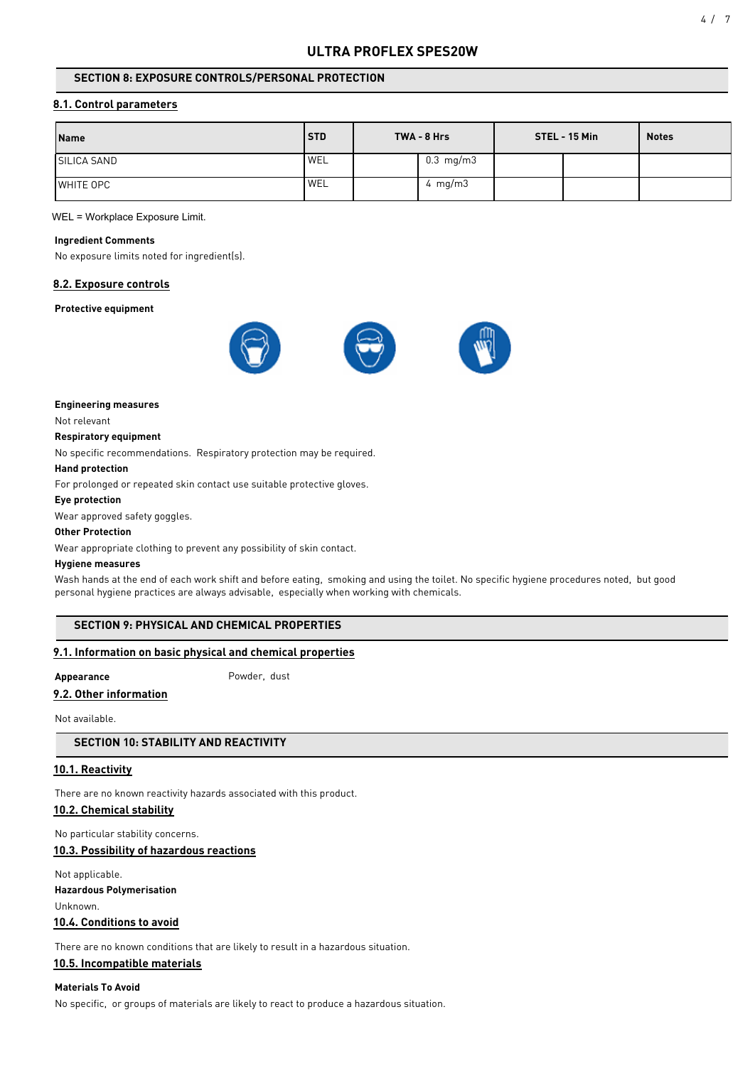## SECTION 8: EXPOSURE CONTROLS/PERSONAL PROTECTION

### 8.1. Control parameters

| Name | STD | TWA - 8 Hrs | | STEL - 15 Min | | Notes |
|---|---|---|---|---|---|---|
| SILICA SAND | WEL | | 0.3 mg/m3 | | | |
| WHITE OPC | WEL | | 4 mg/m3 | | | |

WEL = Workplace Exposure Limit.

**Ingredient Comments**

No exposure limits noted for ingredient(s).

### 8.2. Exposure controls

**Protective equipment**

**Engineering measures**

Not relevant

**Respiratory equipment**

No specific recommendations. Respiratory protection may be required.

**Hand protection**

For prolonged or repeated skin contact use suitable protective gloves.

**Eye protection**

Wear approved safety goggles.

**Other Protection**

Wear appropriate clothing to prevent any possibility of skin contact.

**Hygiene measures**

Wash hands at the end of each work shift and before eating, smoking and using the toilet. No specific hygiene procedures noted, but good personal hygiene practices are always advisable, especially when working with chemicals.

## SECTION 9: PHYSICAL AND CHEMICAL PROPERTIES

### 9.1. Information on basic physical and chemical properties

**Appearance** Powder, dust

### 9.2. Other information

Not available.

## SECTION 10: STABILITY AND REACTIVITY

### 10.1. Reactivity

There are no known reactivity hazards associated with this product.

### 10.2. Chemical stability

No particular stability concerns.

### 10.3. Possibility of hazardous reactions

Not applicable.

**Hazardous Polymerisation**

Unknown.

### 10.4. Conditions to avoid

There are no known conditions that are likely to result in a hazardous situation.

### 10.5. Incompatible materials

**Materials To Avoid**

No specific, or groups of materials are likely to react to produce a hazardous situation.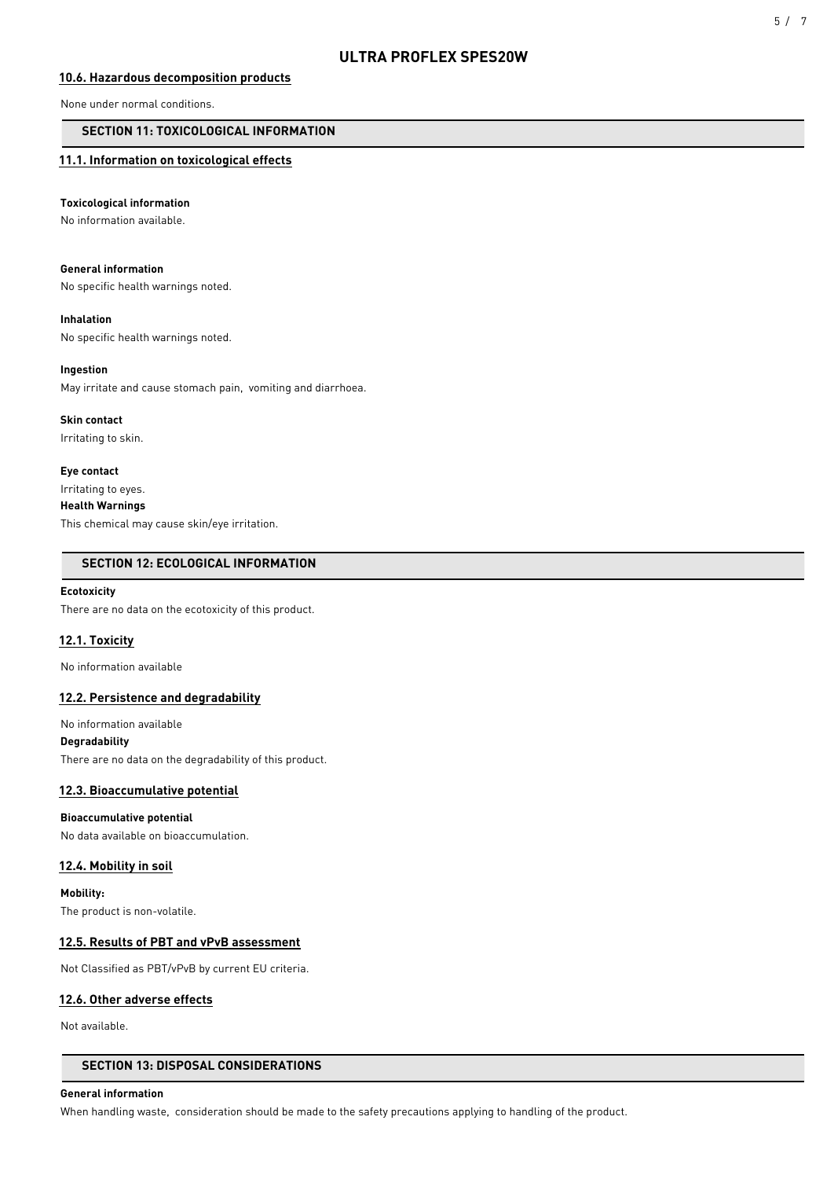### 10.6. Hazardous decomposition products

None under normal conditions.

## SECTION 11: TOXICOLOGICAL INFORMATION

### 11.1. Information on toxicological effects

**Toxicological information**

No information available.

**General information**

No specific health warnings noted.

**Inhalation**

No specific health warnings noted.

**Ingestion**

May irritate and cause stomach pain, vomiting and diarrhoea.

**Skin contact**

Irritating to skin.

**Eye contact**

Irritating to eyes.

**Health Warnings**

This chemical may cause skin/eye irritation.

## SECTION 12: ECOLOGICAL INFORMATION

**Ecotoxicity**

There are no data on the ecotoxicity of this product.

### 12.1. Toxicity

No information available

### 12.2. Persistence and degradability

No information available

**Degradability**

There are no data on the degradability of this product.

### 12.3. Bioaccumulative potential

**Bioaccumulative potential**

No data available on bioaccumulation.

### 12.4. Mobility in soil

**Mobility:**

The product is non-volatile.

### 12.5. Results of PBT and vPvB assessment

Not Classified as PBT/vPvB by current EU criteria.

### 12.6. Other adverse effects

Not available.

## SECTION 13: DISPOSAL CONSIDERATIONS

**General information**

When handling waste, consideration should be made to the safety precautions applying to handling of the product.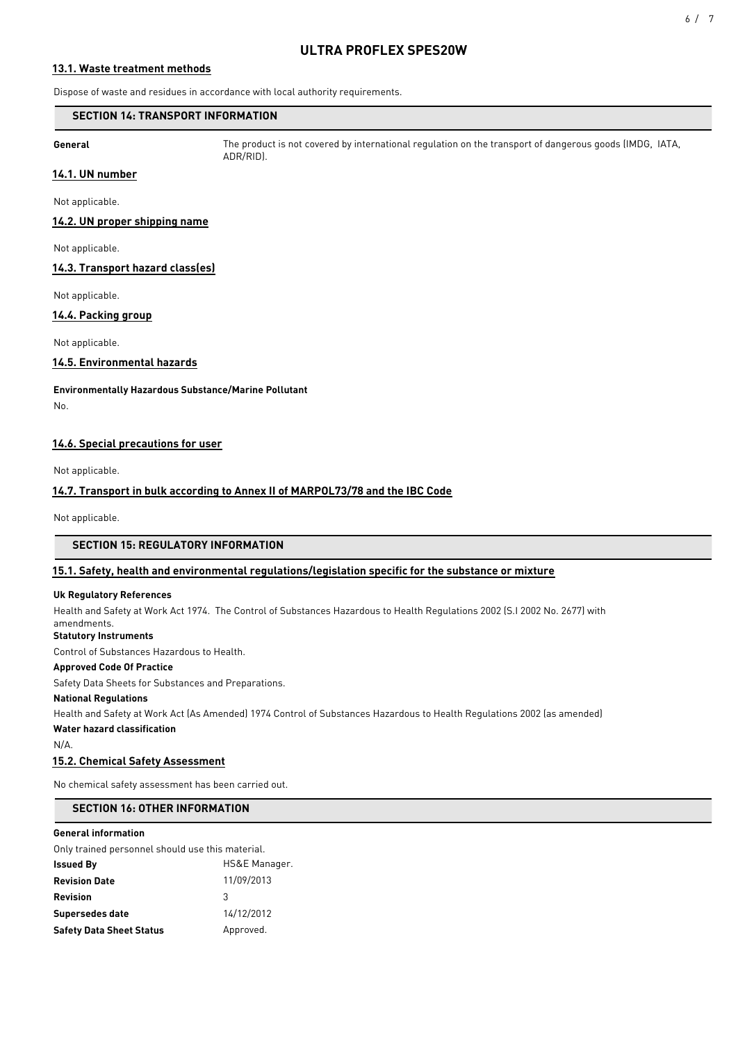# ULTRA PROFLEX SPES20W

### 13.1. Waste treatment methods

Dispose of waste and residues in accordance with local authority requirements.

## SECTION 14: TRANSPORT INFORMATION

**General** The product is not covered by international regulation on the transport of dangerous goods (IMDG, IATA, ADR/RID).

### 14.1. UN number

Not applicable.

### 14.2. UN proper shipping name

Not applicable.

### 14.3. Transport hazard class(es)

Not applicable.

### 14.4. Packing group

Not applicable.

### 14.5. Environmental hazards

**Environmentally Hazardous Substance/Marine Pollutant**

No.

### 14.6. Special precautions for user

Not applicable.

### 14.7. Transport in bulk according to Annex II of MARPOL73/78 and the IBC Code

Not applicable.

## SECTION 15: REGULATORY INFORMATION

### 15.1. Safety, health and environmental regulations/legislation specific for the substance or mixture

**Uk Regulatory References**

Health and Safety at Work Act 1974. The Control of Substances Hazardous to Health Regulations 2002 (S.I 2002 No. 2677) with amendments.

**Statutory Instruments**

Control of Substances Hazardous to Health.

**Approved Code Of Practice**

Safety Data Sheets for Substances and Preparations.

**National Regulations**

Health and Safety at Work Act (As Amended) 1974 Control of Substances Hazardous to Health Regulations 2002 (as amended)

**Water hazard classification**

N/A.

### 15.2. Chemical Safety Assessment

No chemical safety assessment has been carried out.

## SECTION 16: OTHER INFORMATION

**General information**

Only trained personnel should use this material.

| | |
|---|---|
| **Issued By** | HS&E Manager. |
| **Revision Date** | 11/09/2013 |
| **Revision** | 3 |
| **Supersedes date** | 14/12/2012 |
| **Safety Data Sheet Status** | Approved. |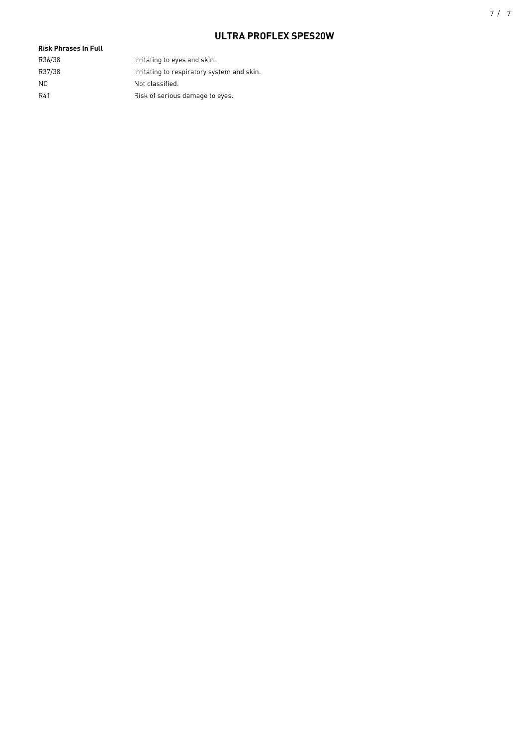# ULTRA PROFLEX SPES20W

**Risk Phrases In Full**

| | |
|---|---|
| R36/38 | Irritating to eyes and skin. |
| R37/38 | Irritating to respiratory system and skin. |
| NC | Not classified. |
| R41 | Risk of serious damage to eyes. |